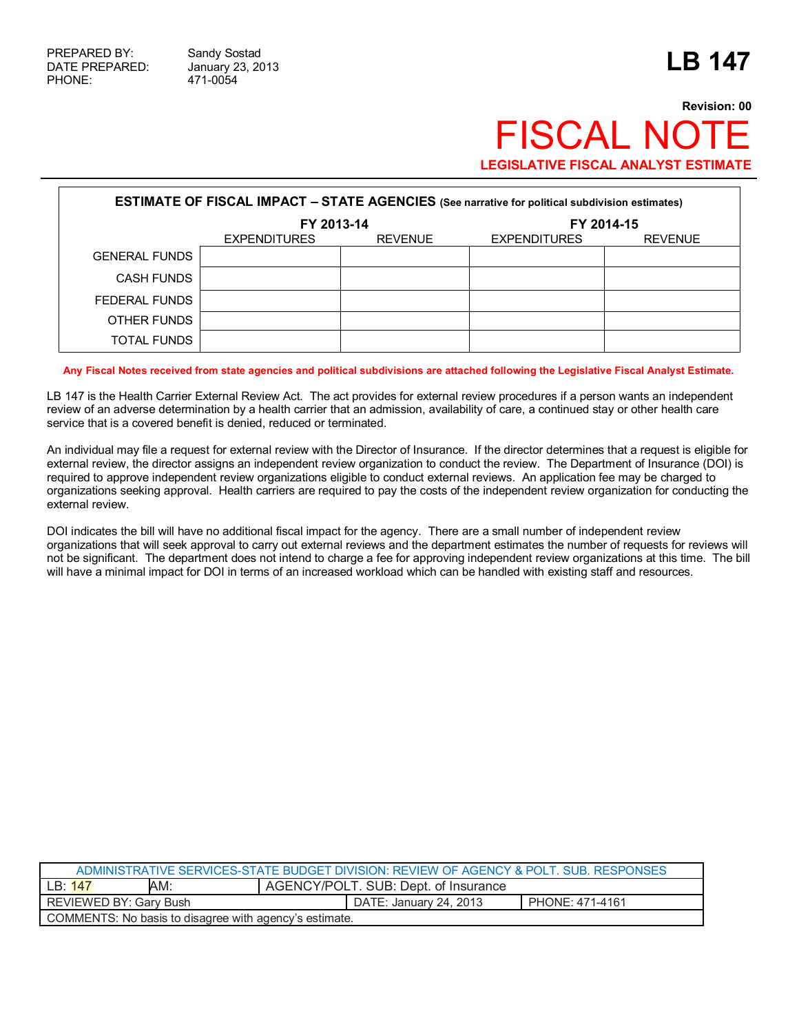| PREPARED BY: | Sandy Sostad |
|---|---|
| DATE PREPARED: | January 23, 2013 |
| PHONE: | 471-0054 |

# LB 147

**Revision: 00**

# FISCAL NOTE

**LEGISLATIVE FISCAL ANALYST ESTIMATE**

| **ESTIMATE OF FISCAL IMPACT – STATE AGENCIES** (See narrative for political subdivision estimates) | | | | |
|---|---|---|---|---|
| | **FY 2013-14** | | **FY 2014-15** | |
| | EXPENDITURES | REVENUE | EXPENDITURES | REVENUE |
| GENERAL FUNDS | | | | |
| CASH FUNDS | | | | |
| FEDERAL FUNDS | | | | |
| OTHER FUNDS | | | | |
| TOTAL FUNDS | | | | |

**Any Fiscal Notes received from state agencies and political subdivisions are attached following the Legislative Fiscal Analyst Estimate.**

LB 147 is the Health Carrier External Review Act. The act provides for external review procedures if a person wants an independent review of an adverse determination by a health carrier that an admission, availability of care, a continued stay or other health care service that is a covered benefit is denied, reduced or terminated.

An individual may file a request for external review with the Director of Insurance. If the director determines that a request is eligible for external review, the director assigns an independent review organization to conduct the review. The Department of Insurance (DOI) is required to approve independent review organizations eligible to conduct external reviews. An application fee may be charged to organizations seeking approval. Health carriers are required to pay the costs of the independent review organization for conducting the external review.

DOI indicates the bill will have no additional fiscal impact for the agency. There are a small number of independent review organizations that will seek approval to carry out external reviews and the department estimates the number of requests for reviews will not be significant. The department does not intend to charge a fee for approving independent review organizations at this time. The bill will have a minimal impact for DOI in terms of an increased workload which can be handled with existing staff and resources.

| ADMINISTRATIVE SERVICES-STATE BUDGET DIVISION: REVIEW OF AGENCY & POLT. SUB. RESPONSES | | | |
|---|---|---|---|
| LB: 147 | AM: | AGENCY/POLT. SUB: Dept. of Insurance | |
| REVIEWED BY: Gary Bush | | DATE: January 24, 2013 | PHONE: 471-4161 |
| COMMENTS: No basis to disagree with agency's estimate. | | | |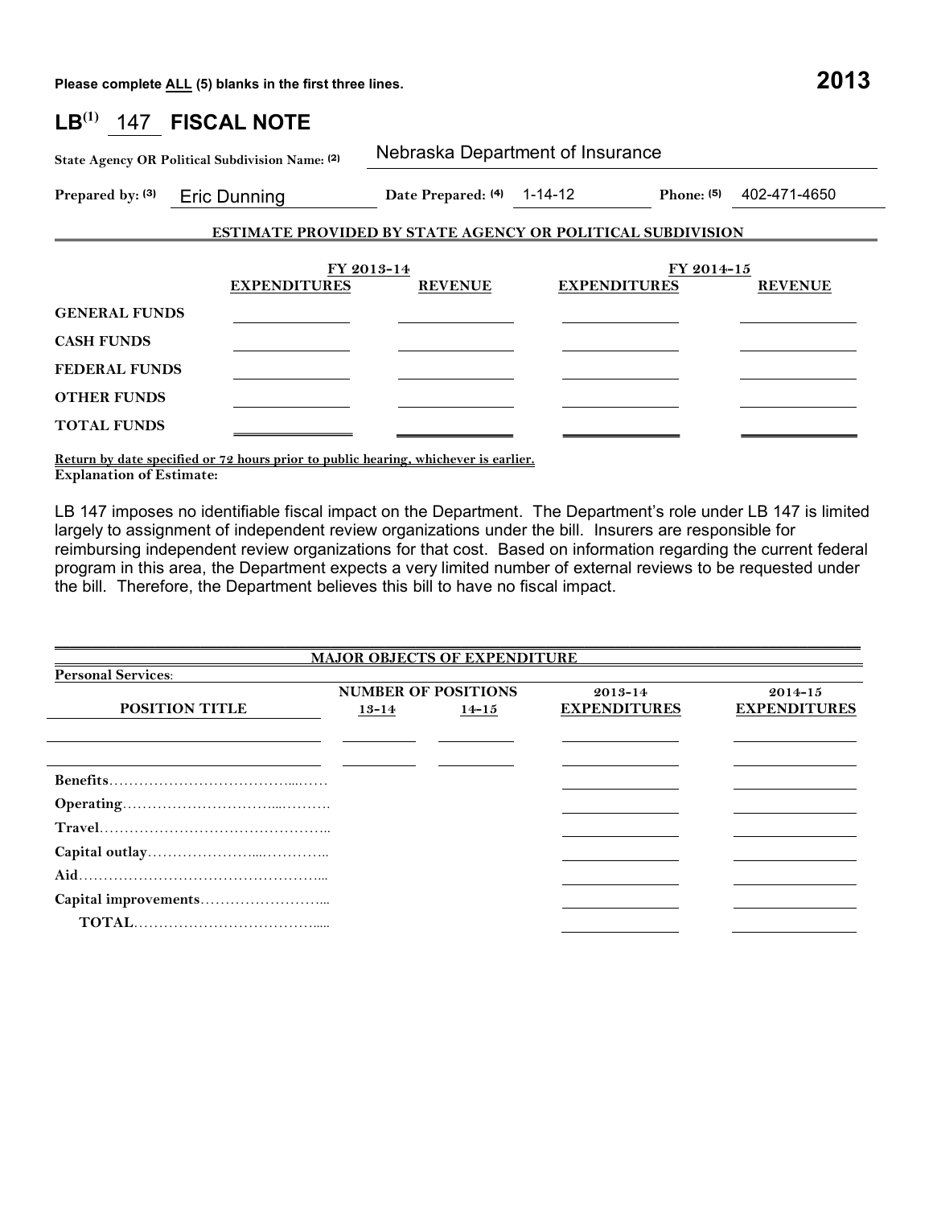**Please complete ALL (5) blanks in the first three lines.** **2013**

# LB[(1)] 147 FISCAL NOTE

**State Agency OR Political Subdivision Name: (2)** Nebraska Department of Insurance

**Prepared by: (3)** Eric Dunning **Date Prepared: (4)** 1-14-12 **Phone: (5)** 402-471-4650

## ESTIMATE PROVIDED BY STATE AGENCY OR POLITICAL SUBDIVISION

| | FY 2013-14 | | FY 2014-15 | |
|---|---|---|---|---|
| | **EXPENDITURES** | **REVENUE** | **EXPENDITURES** | **REVENUE** |
| **GENERAL FUNDS** | | | | |
| **CASH FUNDS** | | | | |
| **FEDERAL FUNDS** | | | | |
| **OTHER FUNDS** | | | | |
| **TOTAL FUNDS** | | | | |

**Return by date specified or 72 hours prior to public hearing, whichever is earlier.**

**Explanation of Estimate:**

LB 147 imposes no identifiable fiscal impact on the Department. The Department's role under LB 147 is limited largely to assignment of independent review organizations under the bill. Insurers are responsible for reimbursing independent review organizations for that cost. Based on information regarding the current federal program in this area, the Department expects a very limited number of external reviews to be requested under the bill. Therefore, the Department believes this bill to have no fiscal impact.

## MAJOR OBJECTS OF EXPENDITURE

**Personal Services:**

| POSITION TITLE | NUMBER OF POSITIONS 13-14 | 14-15 | 2013-14 EXPENDITURES | 2014-15 EXPENDITURES |
|---|---|---|---|---|
| | | | | |
| | | | | |
| **Benefits** | | | | |
| **Operating** | | | | |
| **Travel** | | | | |
| **Capital outlay** | | | | |
| **Aid** | | | | |
| **Capital improvements** | | | | |
| **TOTAL** | | | | |